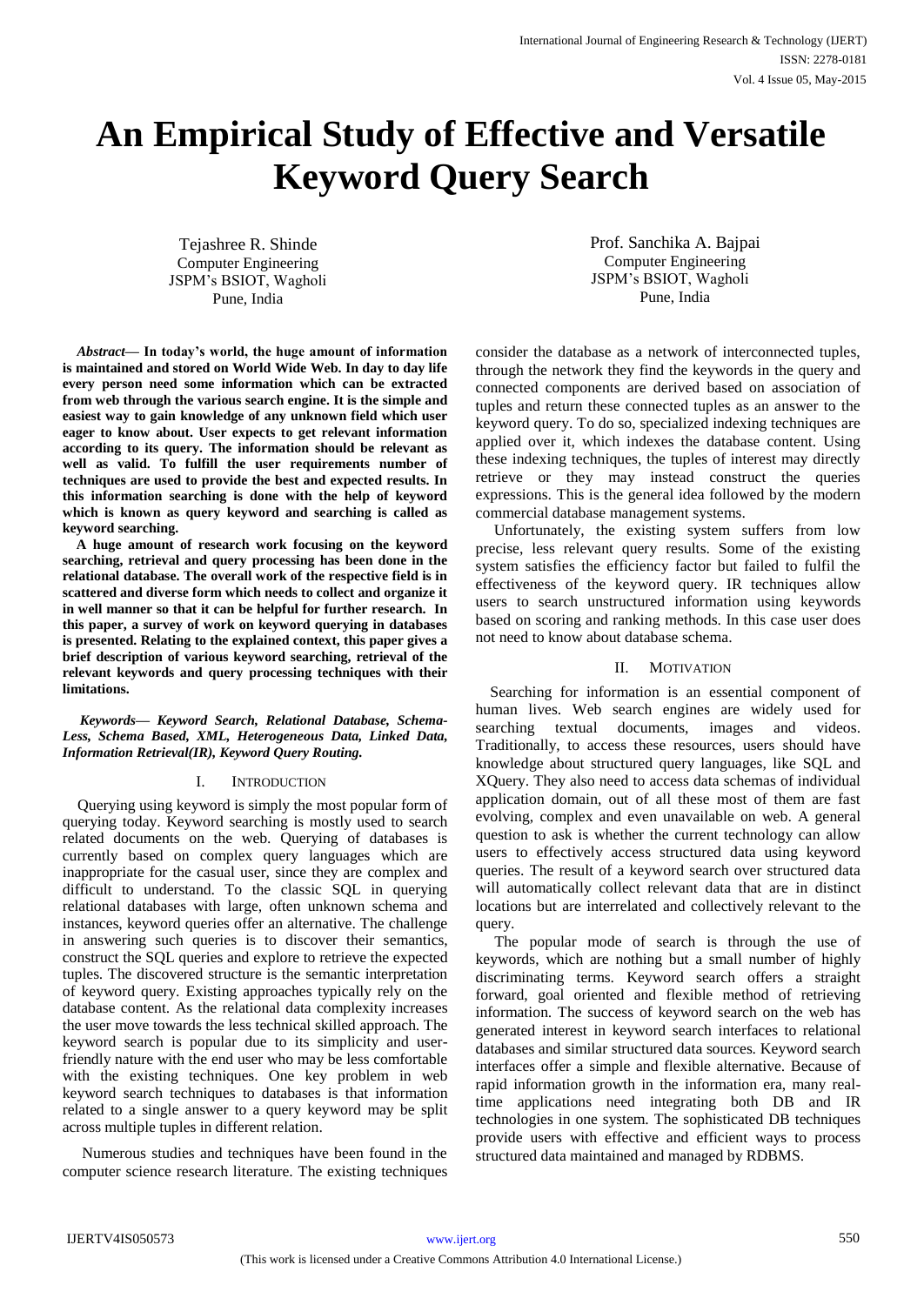# An Empirical Study of Effective and Versatile Keyword Query Search

Tejashree R. Shinde
Computer Engineering
JSPM's BSIOT, Wagholi
Pune, India

Prof. Sanchika A. Bajpai
Computer Engineering
JSPM's BSIOT, Wagholi
Pune, India

***Abstract*— In today's world, the huge amount of information is maintained and stored on World Wide Web. In day to day life every person need some information which can be extracted from web through the various search engine. It is the simple and easiest way to gain knowledge of any unknown field which user eager to know about. User expects to get relevant information according to its query. The information should be relevant as well as valid. To fulfill the user requirements number of techniques are used to provide the best and expected results. In this information searching is done with the help of keyword which is known as query keyword and searching is called as keyword searching.**

**A huge amount of research work focusing on the keyword searching, retrieval and query processing has been done in the relational database. The overall work of the respective field is in scattered and diverse form which needs to collect and organize it in well manner so that it can be helpful for further research. In this paper, a survey of work on keyword querying in databases is presented. Relating to the explained context, this paper gives a brief description of various keyword searching, retrieval of the relevant keywords and query processing techniques with their limitations.**

***Keywords— Keyword Search, Relational Database, Schema-Less, Schema Based, XML, Heterogeneous Data, Linked Data, Information Retrieval(IR), Keyword Query Routing.***

## I. INTRODUCTION

Querying using keyword is simply the most popular form of querying today. Keyword searching is mostly used to search related documents on the web. Querying of databases is currently based on complex query languages which are inappropriate for the casual user, since they are complex and difficult to understand. To the classic SQL in querying relational databases with large, often unknown schema and instances, keyword queries offer an alternative. The challenge in answering such queries is to discover their semantics, construct the SQL queries and explore to retrieve the expected tuples. The discovered structure is the semantic interpretation of keyword query. Existing approaches typically rely on the database content. As the relational data complexity increases the user move towards the less technical skilled approach. The keyword search is popular due to its simplicity and user-friendly nature with the end user who may be less comfortable with the existing techniques. One key problem in web keyword search techniques to databases is that information related to a single answer to a query keyword may be split across multiple tuples in different relation.

Numerous studies and techniques have been found in the computer science research literature. The existing techniques consider the database as a network of interconnected tuples, through the network they find the keywords in the query and connected components are derived based on association of tuples and return these connected tuples as an answer to the keyword query. To do so, specialized indexing techniques are applied over it, which indexes the database content. Using these indexing techniques, the tuples of interest may directly retrieve or they may instead construct the queries expressions. This is the general idea followed by the modern commercial database management systems.

Unfortunately, the existing system suffers from low precise, less relevant query results. Some of the existing system satisfies the efficiency factor but failed to fulfil the effectiveness of the keyword query. IR techniques allow users to search unstructured information using keywords based on scoring and ranking methods. In this case user does not need to know about database schema.

## II. MOTIVATION

Searching for information is an essential component of human lives. Web search engines are widely used for searching textual documents, images and videos. Traditionally, to access these resources, users should have knowledge about structured query languages, like SQL and XQuery. They also need to access data schemas of individual application domain, out of all these most of them are fast evolving, complex and even unavailable on web. A general question to ask is whether the current technology can allow users to effectively access structured data using keyword queries. The result of a keyword search over structured data will automatically collect relevant data that are in distinct locations but are interrelated and collectively relevant to the query.

The popular mode of search is through the use of keywords, which are nothing but a small number of highly discriminating terms. Keyword search offers a straight forward, goal oriented and flexible method of retrieving information. The success of keyword search on the web has generated interest in keyword search interfaces to relational databases and similar structured data sources. Keyword search interfaces offer a simple and flexible alternative. Because of rapid information growth in the information era, many real-time applications need integrating both DB and IR technologies in one system. The sophisticated DB techniques provide users with effective and efficient ways to process structured data maintained and managed by RDBMS.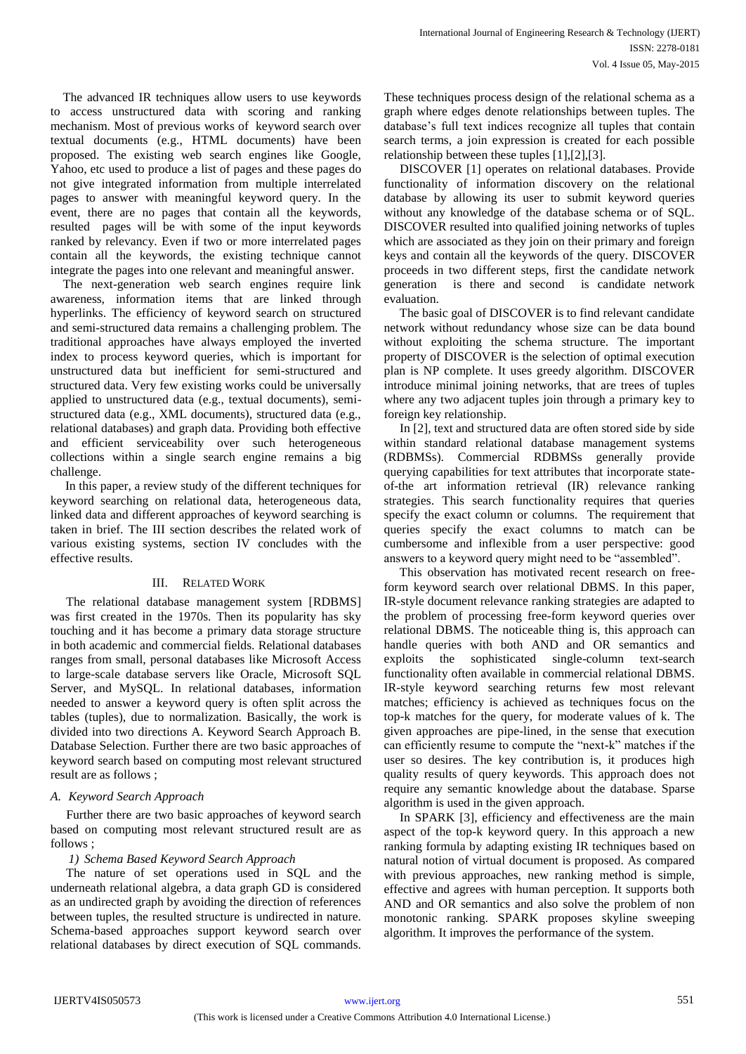The advanced IR techniques allow users to use keywords to access unstructured data with scoring and ranking mechanism. Most of previous works of keyword search over textual documents (e.g., HTML documents) have been proposed. The existing web search engines like Google, Yahoo, etc used to produce a list of pages and these pages do not give integrated information from multiple interrelated pages to answer with meaningful keyword query. In the event, there are no pages that contain all the keywords, resulted pages will be with some of the input keywords ranked by relevancy. Even if two or more interrelated pages contain all the keywords, the existing technique cannot integrate the pages into one relevant and meaningful answer.

The next-generation web search engines require link awareness, information items that are linked through hyperlinks. The efficiency of keyword search on structured and semi-structured data remains a challenging problem. The traditional approaches have always employed the inverted index to process keyword queries, which is important for unstructured data but inefficient for semi-structured and structured data. Very few existing works could be universally applied to unstructured data (e.g., textual documents), semi-structured data (e.g., XML documents), structured data (e.g., relational databases) and graph data. Providing both effective and efficient serviceability over such heterogeneous collections within a single search engine remains a big challenge.

In this paper, a review study of the different techniques for keyword searching on relational data, heterogeneous data, linked data and different approaches of keyword searching is taken in brief. The III section describes the related work of various existing systems, section IV concludes with the effective results.

## III. RELATED WORK

The relational database management system [RDBMS] was first created in the 1970s. Then its popularity has sky touching and it has become a primary data storage structure in both academic and commercial fields. Relational databases ranges from small, personal databases like Microsoft Access to large-scale database servers like Oracle, Microsoft SQL Server, and MySQL. In relational databases, information needed to answer a keyword query is often split across the tables (tuples), due to normalization. Basically, the work is divided into two directions A. Keyword Search Approach B. Database Selection. Further there are two basic approaches of keyword search based on computing most relevant structured result are as follows ;

### *A. Keyword Search Approach*

Further there are two basic approaches of keyword search based on computing most relevant structured result are as follows ;

#### *1) Schema Based Keyword Search Approach*

The nature of set operations used in SQL and the underneath relational algebra, a data graph GD is considered as an undirected graph by avoiding the direction of references between tuples, the resulted structure is undirected in nature. Schema-based approaches support keyword search over relational databases by direct execution of SQL commands. These techniques process design of the relational schema as a graph where edges denote relationships between tuples. The database's full text indices recognize all tuples that contain search terms, a join expression is created for each possible relationship between these tuples [1],[2],[3].

DISCOVER [1] operates on relational databases. Provide functionality of information discovery on the relational database by allowing its user to submit keyword queries without any knowledge of the database schema or of SQL. DISCOVER resulted into qualified joining networks of tuples which are associated as they join on their primary and foreign keys and contain all the keywords of the query. DISCOVER proceeds in two different steps, first the candidate network generation is there and second is candidate network evaluation.

The basic goal of DISCOVER is to find relevant candidate network without redundancy whose size can be data bound without exploiting the schema structure. The important property of DISCOVER is the selection of optimal execution plan is NP complete. It uses greedy algorithm. DISCOVER introduce minimal joining networks, that are trees of tuples where any two adjacent tuples join through a primary key to foreign key relationship.

In [2], text and structured data are often stored side by side within standard relational database management systems (RDBMSs). Commercial RDBMSs generally provide querying capabilities for text attributes that incorporate state-of-the art information retrieval (IR) relevance ranking strategies. This search functionality requires that queries specify the exact column or columns. The requirement that queries specify the exact columns to match can be cumbersome and inflexible from a user perspective: good answers to a keyword query might need to be "assembled".

This observation has motivated recent research on free-form keyword search over relational DBMS. In this paper, IR-style document relevance ranking strategies are adapted to the problem of processing free-form keyword queries over relational DBMS. The noticeable thing is, this approach can handle queries with both AND and OR semantics and exploits the sophisticated single-column text-search functionality often available in commercial relational DBMS. IR-style keyword searching returns few most relevant matches; efficiency is achieved as techniques focus on the top-k matches for the query, for moderate values of k. The given approaches are pipe-lined, in the sense that execution can efficiently resume to compute the "next-k" matches if the user so desires. The key contribution is, it produces high quality results of query keywords. This approach does not require any semantic knowledge about the database. Sparse algorithm is used in the given approach.

In SPARK [3], efficiency and effectiveness are the main aspect of the top-k keyword query. In this approach a new ranking formula by adapting existing IR techniques based on natural notion of virtual document is proposed. As compared with previous approaches, new ranking method is simple, effective and agrees with human perception. It supports both AND and OR semantics and also solve the problem of non monotonic ranking. SPARK proposes skyline sweeping algorithm. It improves the performance of the system.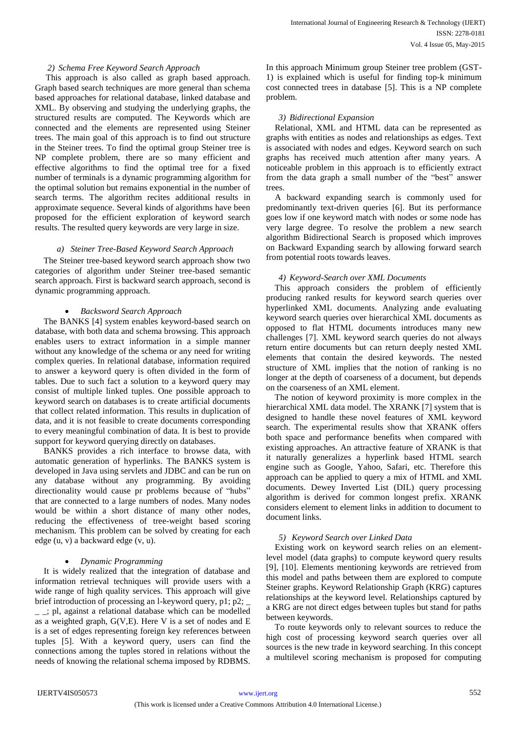### 2) Schema Free Keyword Search Approach

This approach is also called as graph based approach. Graph based search techniques are more general than schema based approaches for relational database, linked database and XML. By observing and studying the underlying graphs, the structured results are computed. The Keywords which are connected and the elements are represented using Steiner trees. The main goal of this approach is to find out structure in the Steiner trees. To find the optimal group Steiner tree is NP complete problem, there are so many efficient and effective algorithms to find the optimal tree for a fixed number of terminals is a dynamic programming algorithm for the optimal solution but remains exponential in the number of search terms. The algorithm recites additional results in approximate sequence. Several kinds of algorithms have been proposed for the efficient exploration of keyword search results. The resulted query keywords are very large in size.

#### a) Steiner Tree-Based Keyword Search Approach

The Steiner tree-based keyword search approach show two categories of algorithm under Steiner tree-based semantic search approach. First is backward search approach, second is dynamic programming approach.

- *Backsword Search Approach*

The BANKS [4] system enables keyword-based search on database, with both data and schema browsing. This approach enables users to extract information in a simple manner without any knowledge of the schema or any need for writing complex queries. In relational database, information required to answer a keyword query is often divided in the form of tables. Due to such fact a solution to a keyword query may consist of multiple linked tuples. One possible approach to keyword search on databases is to create artificial documents that collect related information. This results in duplication of data, and it is not feasible to create documents corresponding to every meaningful combination of data. It is best to provide support for keyword querying directly on databases.

BANKS provides a rich interface to browse data, with automatic generation of hyperlinks. The BANKS system is developed in Java using servlets and JDBC and can be run on any database without any programming. By avoiding directionality would cause pr problems because of "hubs" that are connected to a large numbers of nodes. Many nodes would be within a short distance of many other nodes, reducing the effectiveness of tree-weight based scoring mechanism. This problem can be solved by creating for each edge (u, v) a backward edge (v, u).

- *Dynamic Programming*

It is widely realized that the integration of database and information retrieval techniques will provide users with a wide range of high quality services. This approach will give brief introduction of processing an l-keyword query, p1; p2; _ _ _; pl, against a relational database which can be modelled as a weighted graph, G(V,E). Here V is a set of nodes and E is a set of edges representing foreign key references between tuples [5]. With a keyword query, users can find the connections among the tuples stored in relations without the needs of knowing the relational schema imposed by RDBMS. In this approach Minimum group Steiner tree problem (GST-1) is explained which is useful for finding top-k minimum cost connected trees in database [5]. This is a NP complete problem.

### 3) Bidirectional Expansion

Relational, XML and HTML data can be represented as graphs with entities as nodes and relationships as edges. Text is associated with nodes and edges. Keyword search on such graphs has received much attention after many years. A noticeable problem in this approach is to efficiently extract from the data graph a small number of the "best" answer trees.

A backward expanding search is commonly used for predominantly text-driven queries [6]. But its performance goes low if one keyword match with nodes or some node has very large degree. To resolve the problem a new search algorithm Bidirectional Search is proposed which improves on Backward Expanding search by allowing forward search from potential roots towards leaves.

### 4) Keyword-Search over XML Documents

This approach considers the problem of efficiently producing ranked results for keyword search queries over hyperlinked XML documents. Analyzing ande evaluating keyword search queries over hierarchical XML documents as opposed to flat HTML documents introduces many new challenges [7]. XML keyword search queries do not always return entire documents but can return deeply nested XML elements that contain the desired keywords. The nested structure of XML implies that the notion of ranking is no longer at the depth of coarseness of a document, but depends on the coarseness of an XML element.

The notion of keyword proximity is more complex in the hierarchical XML data model. The XRANK [7] system that is designed to handle these novel features of XML keyword search. The experimental results show that XRANK offers both space and performance benefits when compared with existing approaches. An attractive feature of XRANK is that it naturally generalizes a hyperlink based HTML search engine such as Google, Yahoo, Safari, etc. Therefore this approach can be applied to query a mix of HTML and XML documents. Dewey Inverted List (DIL) query processing algorithm is derived for common longest prefix. XRANK considers element to element links in addition to document to document links.

### 5) Keyword Search over Linked Data

Existing work on keyword search relies on an element-level model (data graphs) to compute keyword query results [9], [10]. Elements mentioning keywords are retrieved from this model and paths between them are explored to compute Steiner graphs. Keyword Relationship Graph (KRG) captures relationships at the keyword level. Relationships captured by a KRG are not direct edges between tuples but stand for paths between keywords.

To route keywords only to relevant sources to reduce the high cost of processing keyword search queries over all sources is the new trade in keyword searching. In this concept a multilevel scoring mechanism is proposed for computing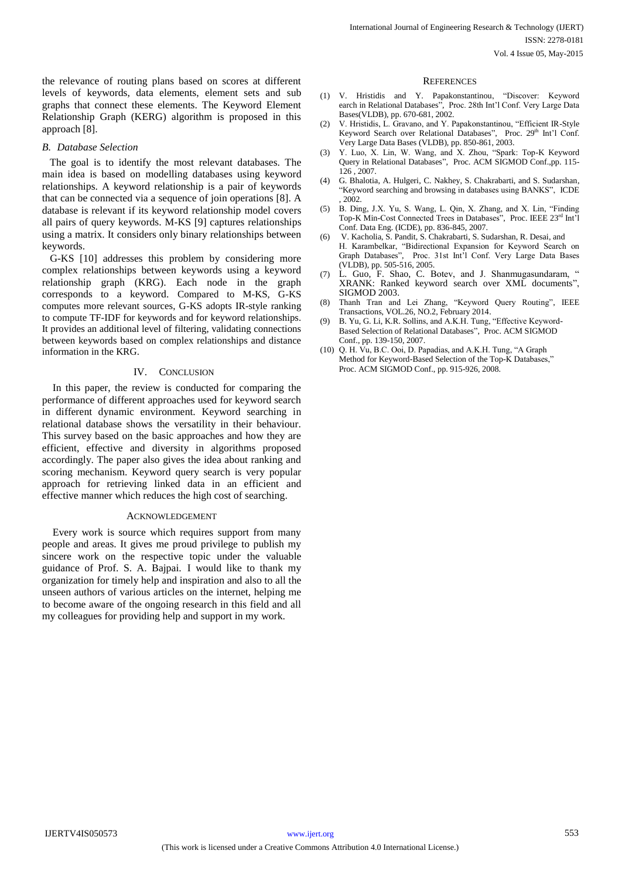the relevance of routing plans based on scores at different levels of keywords, data elements, element sets and sub graphs that connect these elements. The Keyword Element Relationship Graph (KERG) algorithm is proposed in this approach [8].

### *B. Database Selection*

The goal is to identify the most relevant databases. The main idea is based on modelling databases using keyword relationships. A keyword relationship is a pair of keywords that can be connected via a sequence of join operations [8]. A database is relevant if its keyword relationship model covers all pairs of query keywords. M-KS [9] captures relationships using a matrix. It considers only binary relationships between keywords.

G-KS [10] addresses this problem by considering more complex relationships between keywords using a keyword relationship graph (KRG). Each node in the graph corresponds to a keyword. Compared to M-KS, G-KS computes more relevant sources, G-KS adopts IR-style ranking to compute TF-IDF for keywords and for keyword relationships. It provides an additional level of filtering, validating connections between keywords based on complex relationships and distance information in the KRG.

## IV. CONCLUSION

In this paper, the review is conducted for comparing the performance of different approaches used for keyword search in different dynamic environment. Keyword searching in relational database shows the versatility in their behaviour. This survey based on the basic approaches and how they are efficient, effective and diversity in algorithms proposed accordingly. The paper also gives the idea about ranking and scoring mechanism. Keyword query search is very popular approach for retrieving linked data in an efficient and effective manner which reduces the high cost of searching.

## ACKNOWLEDGEMENT

Every work is source which requires support from many people and areas. It gives me proud privilege to publish my sincere work on the respective topic under the valuable guidance of Prof. S. A. Bajpai. I would like to thank my organization for timely help and inspiration and also to all the unseen authors of various articles on the internet, helping me to become aware of the ongoing research in this field and all my colleagues for providing help and support in my work.

## REFERENCES

(1) V. Hristidis and Y. Papakonstantinou, "Discover: Keyword earch in Relational Databases", Proc. 28th Int'l Conf. Very Large Data Bases(VLDB), pp. 670-681, 2002.

(2) V. Hristidis, L. Gravano, and Y. Papakonstantinou, "Efficient IR-Style Keyword Search over Relational Databases", Proc. 29th Int'l Conf. Very Large Data Bases (VLDB), pp. 850-861, 2003.

(3) Y. Luo, X. Lin, W. Wang, and X. Zhou, "Spark: Top-K Keyword Query in Relational Databases", Proc. ACM SIGMOD Conf.,pp. 115-126 , 2007.

(4) G. Bhalotia, A. Hulgeri, C. Nakhey, S. Chakrabarti, and S. Sudarshan, "Keyword searching and browsing in databases using BANKS", ICDE , 2002.

(5) B. Ding, J.X. Yu, S. Wang, L. Qin, X. Zhang, and X. Lin, "Finding Top-K Min-Cost Connected Trees in Databases", Proc. IEEE 23rd Int'l Conf. Data Eng. (ICDE), pp. 836-845, 2007.

(6) V. Kacholia, S. Pandit, S. Chakrabarti, S. Sudarshan, R. Desai, and H. Karambelkar, "Bidirectional Expansion for Keyword Search on Graph Databases", Proc. 31st Int'l Conf. Very Large Data Bases (VLDB), pp. 505-516, 2005.

(7) L. Guo, F. Shao, C. Botev, and J. Shanmugasundaram, " XRANK: Ranked keyword search over XML documents", SIGMOD 2003.

(8) Thanh Tran and Lei Zhang, "Keyword Query Routing", IEEE Transactions, VOL.26, NO.2, February 2014.

(9) B. Yu, G. Li, K.R. Sollins, and A.K.H. Tung, "Effective Keyword-Based Selection of Relational Databases", Proc. ACM SIGMOD Conf., pp. 139-150, 2007.

(10) Q. H. Vu, B.C. Ooi, D. Papadias, and A.K.H. Tung, "A Graph Method for Keyword-Based Selection of the Top-K Databases," Proc. ACM SIGMOD Conf., pp. 915-926, 2008.